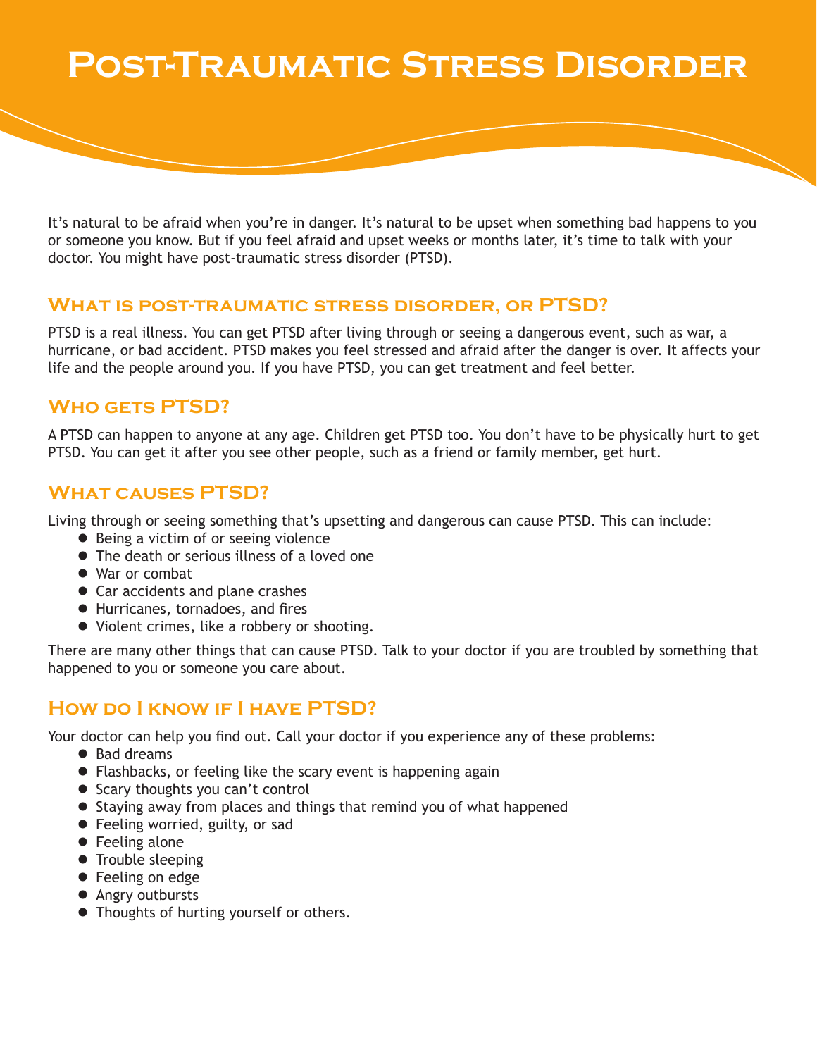# Post-Traumatic Stress Disorder

It's natural to be afraid when you're in danger. It's natural to be upset when something bad happens to you or someone you know. But if you feel afraid and upset weeks or months later, it's time to talk with your doctor. You might have post-traumatic stress disorder (PTSD).

## What is post-traumatic stress disorder, or PTSD?

PTSD is a real illness. You can get PTSD after living through or seeing a dangerous event, such as war, a hurricane, or bad accident. PTSD makes you feel stressed and afraid after the danger is over. It affects your life and the people around you. If you have PTSD, you can get treatment and feel better.

## Who gets PTSD?

A PTSD can happen to anyone at any age. Children get PTSD too. You don't have to be physically hurt to get PTSD. You can get it after you see other people, such as a friend or family member, get hurt.

## What causes PTSD?

Living through or seeing something that's upsetting and dangerous can cause PTSD. This can include:

- Being a victim of or seeing violence
- The death or serious illness of a loved one
- War or combat
- Car accidents and plane crashes
- Hurricanes, tornadoes, and fires
- Violent crimes, like a robbery or shooting.

There are many other things that can cause PTSD. Talk to your doctor if you are troubled by something that happened to you or someone you care about.

## How do I know if I have PTSD?

Your doctor can help you find out. Call your doctor if you experience any of these problems:

- Bad dreams
- Flashbacks, or feeling like the scary event is happening again
- Scary thoughts you can't control
- Staying away from places and things that remind you of what happened
- Feeling worried, guilty, or sad
- Feeling alone
- Trouble sleeping
- Feeling on edge
- Angry outbursts
- Thoughts of hurting yourself or others.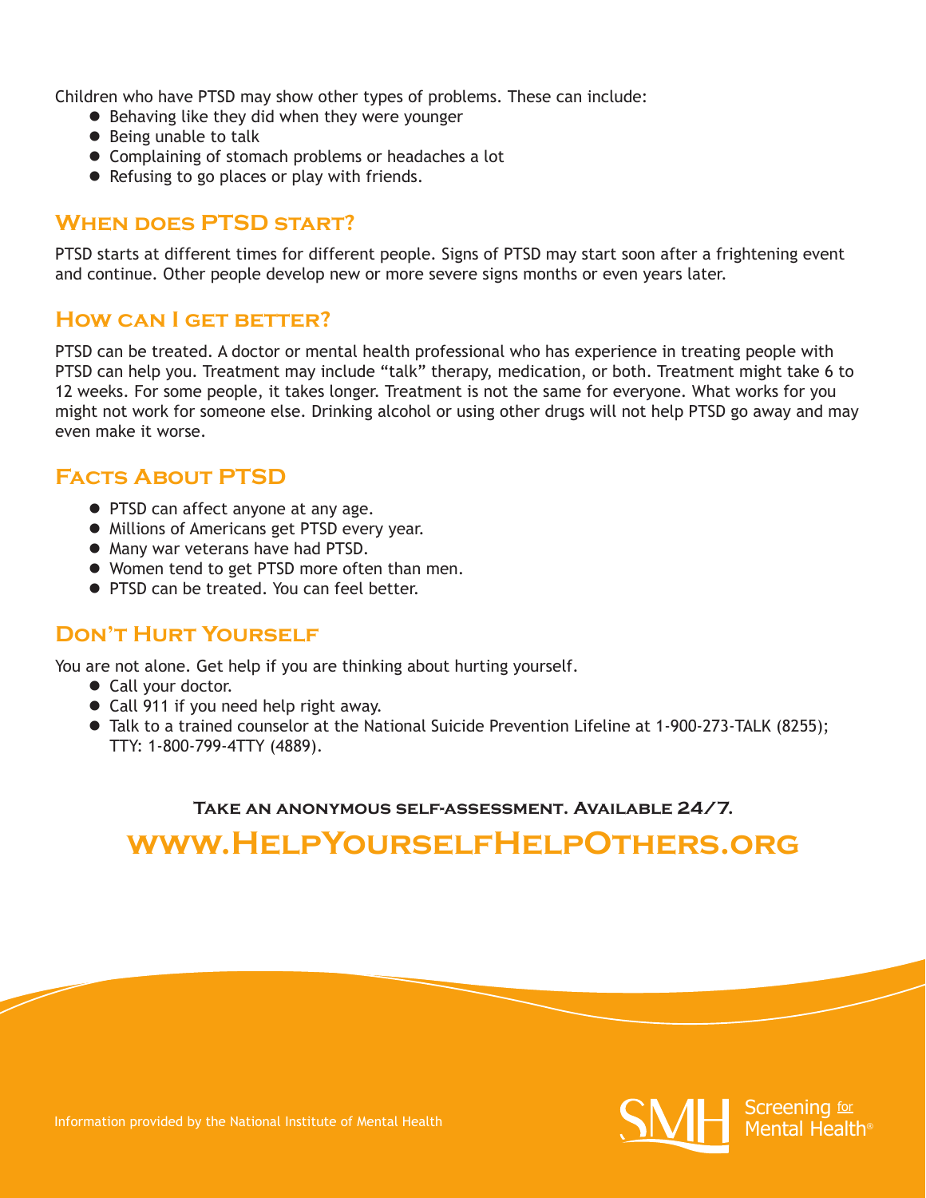Children who have PTSD may show other types of problems. These can include:

- Behaving like they did when they were younger
- Being unable to talk
- Complaining of stomach problems or headaches a lot
- Refusing to go places or play with friends.

## When does PTSD start?

PTSD starts at different times for different people. Signs of PTSD may start soon after a frightening event and continue. Other people develop new or more severe signs months or even years later.

## How can I get better?

PTSD can be treated. A doctor or mental health professional who has experience in treating people with PTSD can help you. Treatment may include "talk" therapy, medication, or both. Treatment might take 6 to 12 weeks. For some people, it takes longer. Treatment is not the same for everyone. What works for you might not work for someone else. Drinking alcohol or using other drugs will not help PTSD go away and may even make it worse.

## Facts About PTSD

- PTSD can affect anyone at any age.
- Millions of Americans get PTSD every year.
- Many war veterans have had PTSD.
- Women tend to get PTSD more often than men.
- PTSD can be treated. You can feel better.

## Don't Hurt Yourself

You are not alone. Get help if you are thinking about hurting yourself.

- Call your doctor.
- Call 911 if you need help right away.
- Talk to a trained counselor at the National Suicide Prevention Lifeline at 1-900-273-TALK (8255); TTY: 1-800-799-4TTY (4889).

**Take an anonymous self-assessment. Available 24/7.**

## www.HelpYourselfHelpOthers.org

Information provided by the National Institute of Mental Health

SMH Screening for Mental Health®